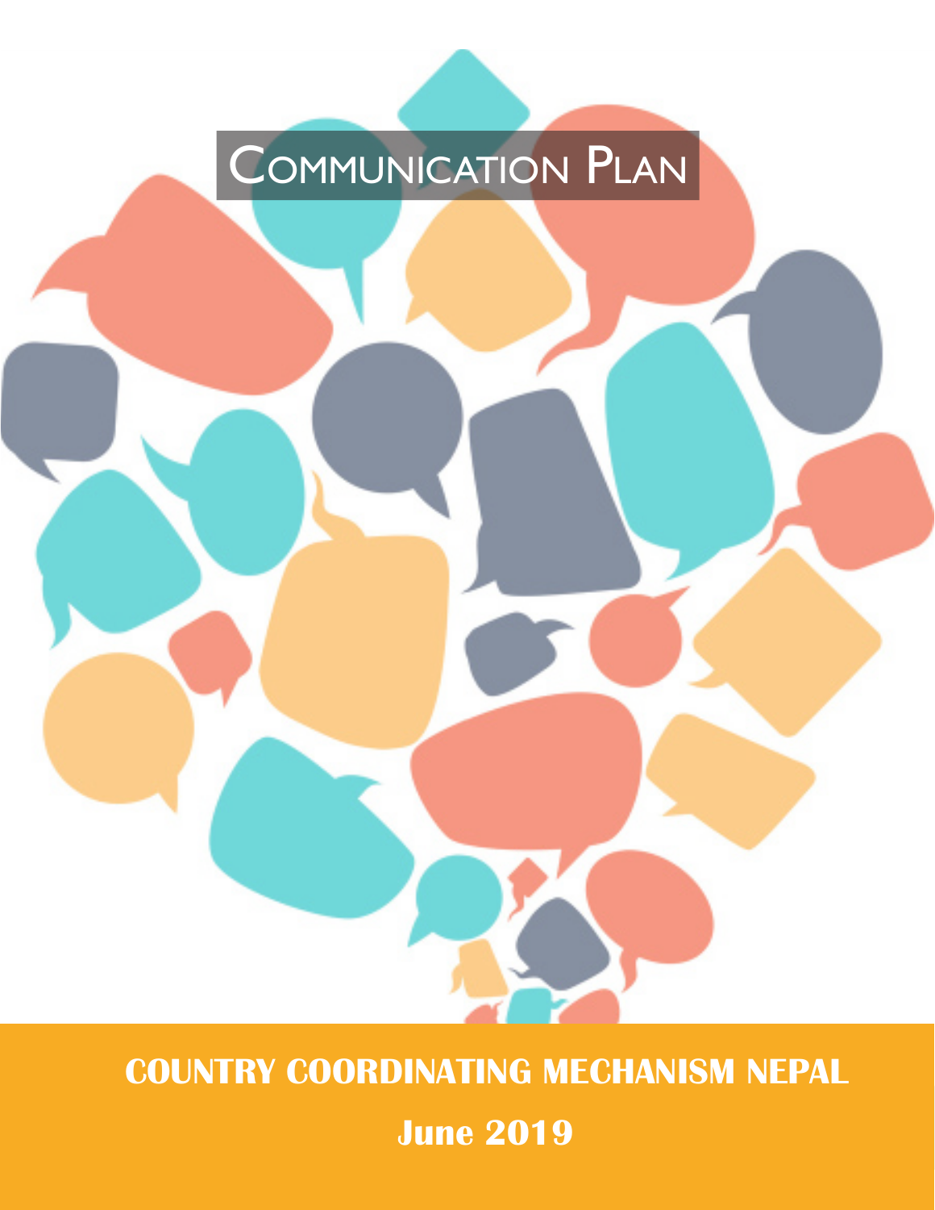# Communication Plan

**COUNTRY COORDINATING MECHANISM NEPAL**

**June 2019**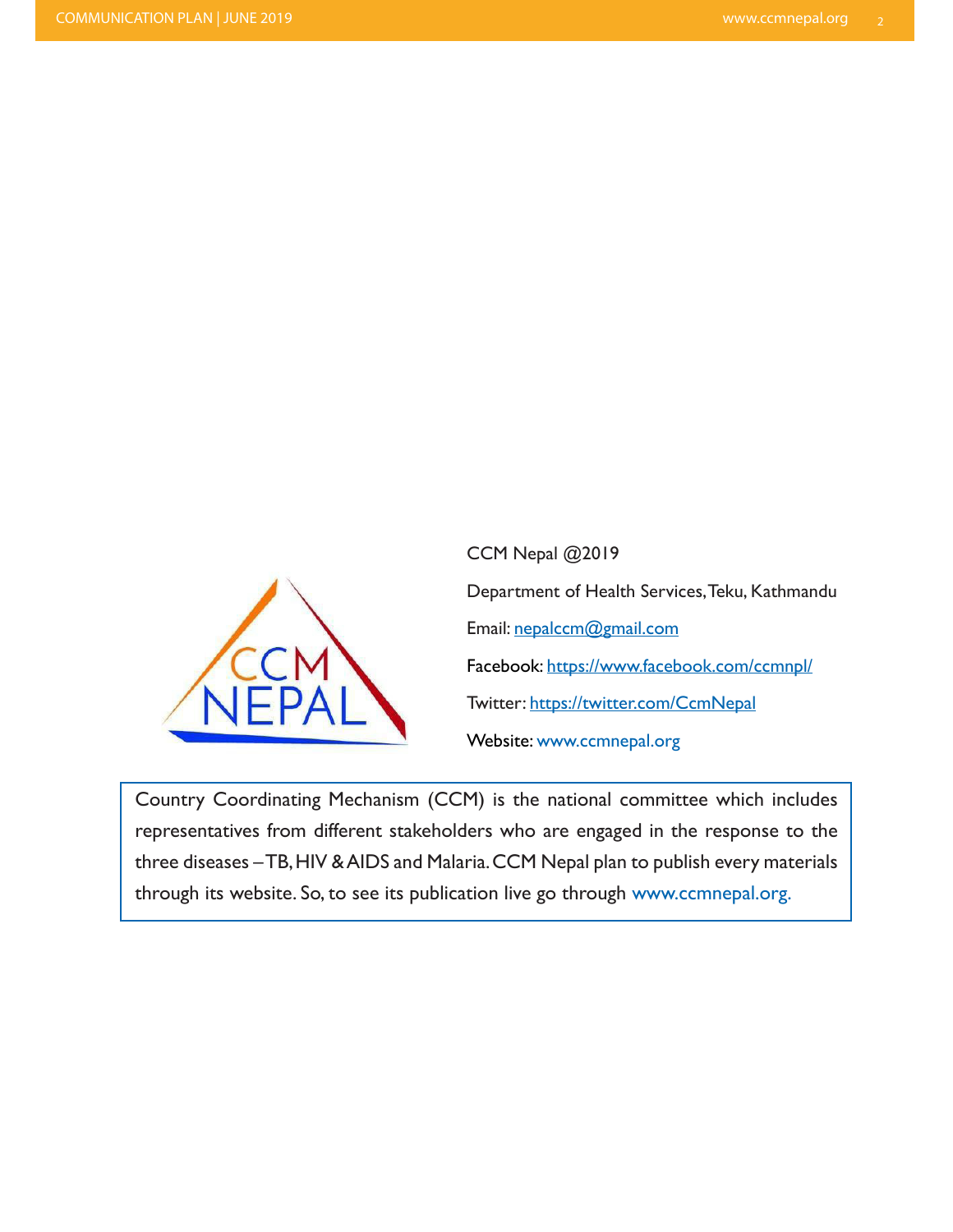CCM Nepal @2019

Department of Health Services, Teku, Kathmandu

Email: nepalccm@gmail.com

Facebook: https://www.facebook.com/ccmnpl/

Twitter: https://twitter.com/CcmNepal

Website: www.ccmnepal.org

Country Coordinating Mechanism (CCM) is the national committee which includes representatives from different stakeholders who are engaged in the response to the three diseases – TB, HIV & AIDS and Malaria. CCM Nepal plan to publish every materials through its website. So, to see its publication live go through www.ccmnepal.org.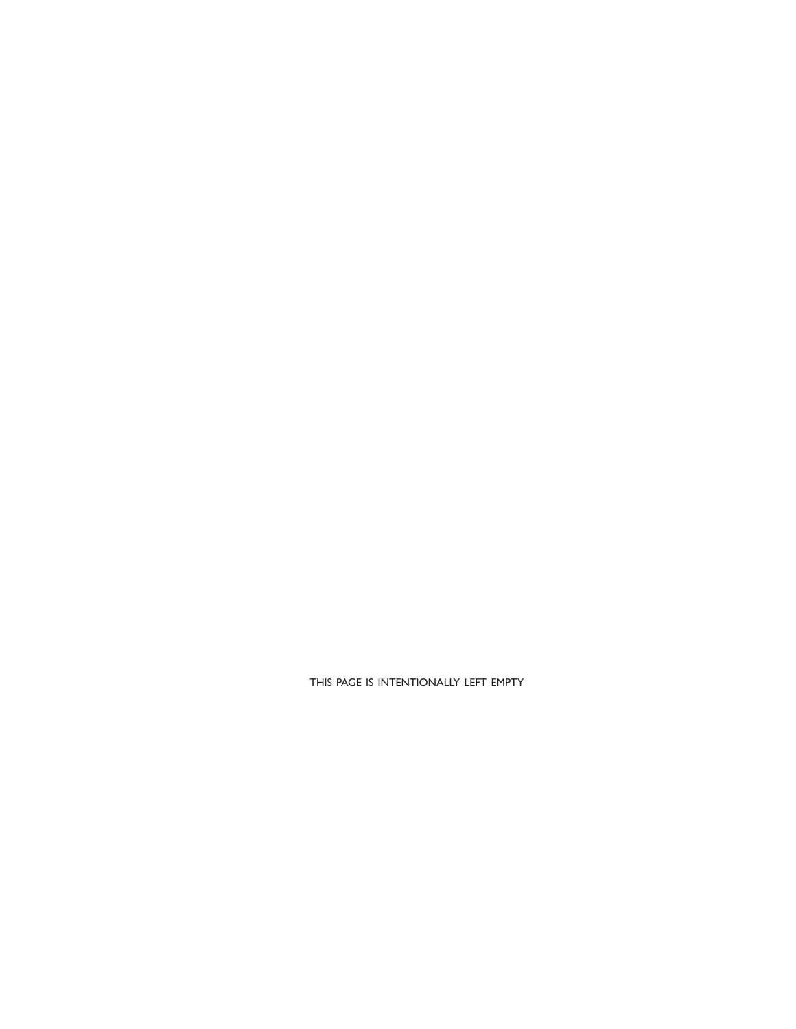THIS PAGE IS INTENTIONALLY LEFT EMPTY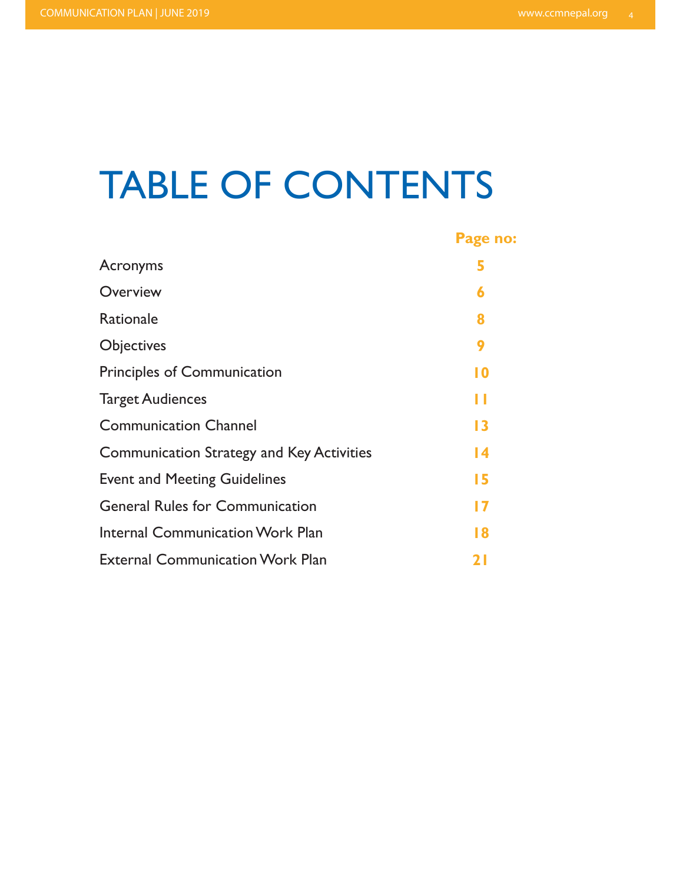# TABLE OF CONTENTS

| | Page no: |
|---|---|
| Acronyms | 5 |
| Overview | 6 |
| Rationale | 8 |
| Objectives | 9 |
| Principles of Communication | 10 |
| Target Audiences | 11 |
| Communication Channel | 13 |
| Communication Strategy and Key Activities | 14 |
| Event and Meeting Guidelines | 15 |
| General Rules for Communication | 17 |
| Internal Communication Work Plan | 18 |
| External Communication Work Plan | 21 |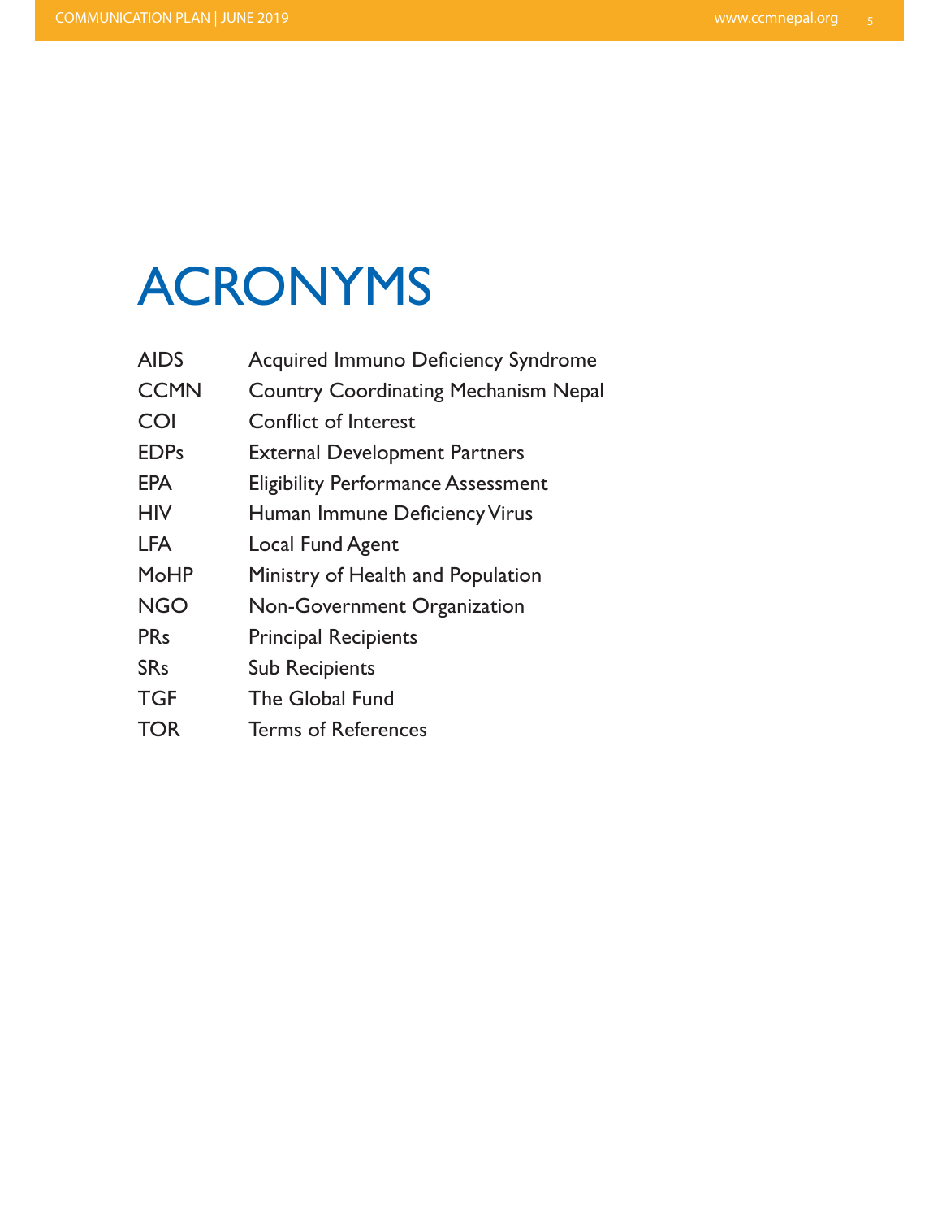# ACRONYMS

| | |
|---|---|
| AIDS | Acquired Immuno Deficiency Syndrome |
| CCMN | Country Coordinating Mechanism Nepal |
| COI | Conflict of Interest |
| EDPs | External Development Partners |
| EPA | Eligibility Performance Assessment |
| HIV | Human Immune Deficiency Virus |
| LFA | Local Fund Agent |
| MoHP | Ministry of Health and Population |
| NGO | Non-Government Organization |
| PRs | Principal Recipients |
| SRs | Sub Recipients |
| TGF | The Global Fund |
| TOR | Terms of References |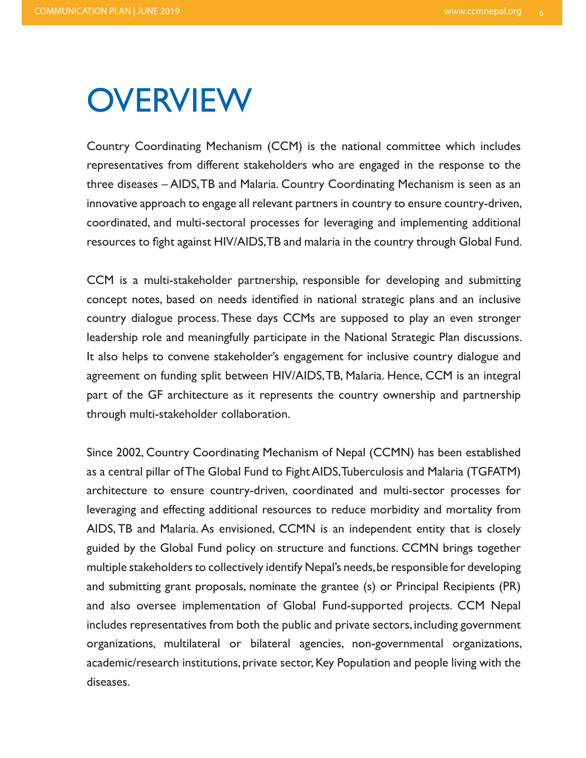# OVERVIEW

Country Coordinating Mechanism (CCM) is the national committee which includes representatives from different stakeholders who are engaged in the response to the three diseases – AIDS, TB and Malaria. Country Coordinating Mechanism is seen as an innovative approach to engage all relevant partners in country to ensure country-driven, coordinated, and multi-sectoral processes for leveraging and implementing additional resources to fight against HIV/AIDS, TB and malaria in the country through Global Fund.

CCM is a multi-stakeholder partnership, responsible for developing and submitting concept notes, based on needs identified in national strategic plans and an inclusive country dialogue process. These days CCMs are supposed to play an even stronger leadership role and meaningfully participate in the National Strategic Plan discussions. It also helps to convene stakeholder's engagement for inclusive country dialogue and agreement on funding split between HIV/AIDS, TB, Malaria. Hence, CCM is an integral part of the GF architecture as it represents the country ownership and partnership through multi-stakeholder collaboration.

Since 2002, Country Coordinating Mechanism of Nepal (CCMN) has been established as a central pillar of The Global Fund to Fight AIDS, Tuberculosis and Malaria (TGFATM) architecture to ensure country-driven, coordinated and multi-sector processes for leveraging and effecting additional resources to reduce morbidity and mortality from AIDS, TB and Malaria. As envisioned, CCMN is an independent entity that is closely guided by the Global Fund policy on structure and functions. CCMN brings together multiple stakeholders to collectively identify Nepal's needs, be responsible for developing and submitting grant proposals, nominate the grantee (s) or Principal Recipients (PR) and also oversee implementation of Global Fund-supported projects. CCM Nepal includes representatives from both the public and private sectors, including government organizations, multilateral or bilateral agencies, non-governmental organizations, academic/research institutions, private sector, Key Population and people living with the diseases.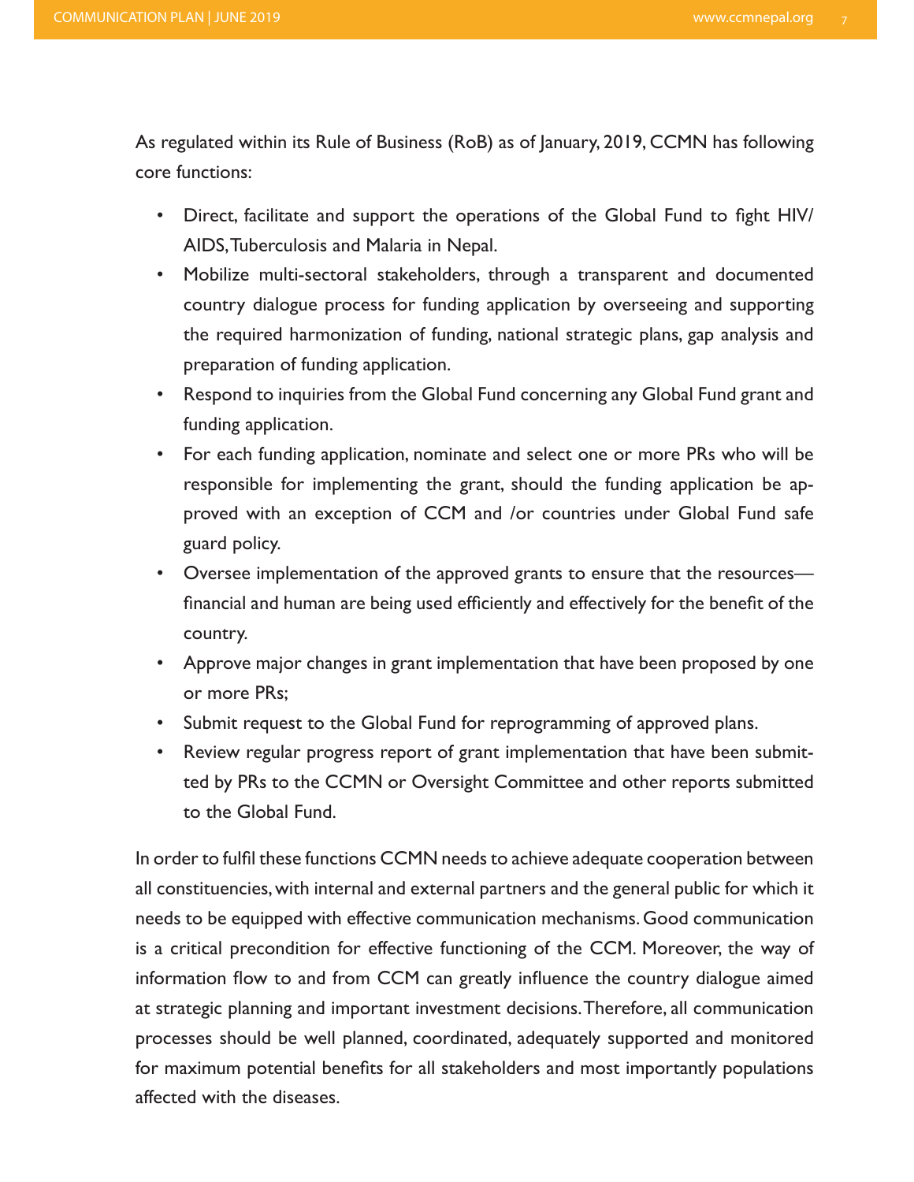As regulated within its Rule of Business (RoB) as of January, 2019, CCMN has following core functions:

- Direct, facilitate and support the operations of the Global Fund to fight HIV/AIDS, Tuberculosis and Malaria in Nepal.
- Mobilize multi-sectoral stakeholders, through a transparent and documented country dialogue process for funding application by overseeing and supporting the required harmonization of funding, national strategic plans, gap analysis and preparation of funding application.
- Respond to inquiries from the Global Fund concerning any Global Fund grant and funding application.
- For each funding application, nominate and select one or more PRs who will be responsible for implementing the grant, should the funding application be approved with an exception of CCM and /or countries under Global Fund safe guard policy.
- Oversee implementation of the approved grants to ensure that the resources—financial and human are being used efficiently and effectively for the benefit of the country.
- Approve major changes in grant implementation that have been proposed by one or more PRs;
- Submit request to the Global Fund for reprogramming of approved plans.
- Review regular progress report of grant implementation that have been submitted by PRs to the CCMN or Oversight Committee and other reports submitted to the Global Fund.

In order to fulfil these functions CCMN needs to achieve adequate cooperation between all constituencies, with internal and external partners and the general public for which it needs to be equipped with effective communication mechanisms. Good communication is a critical precondition for effective functioning of the CCM. Moreover, the way of information flow to and from CCM can greatly influence the country dialogue aimed at strategic planning and important investment decisions. Therefore, all communication processes should be well planned, coordinated, adequately supported and monitored for maximum potential benefits for all stakeholders and most importantly populations affected with the diseases.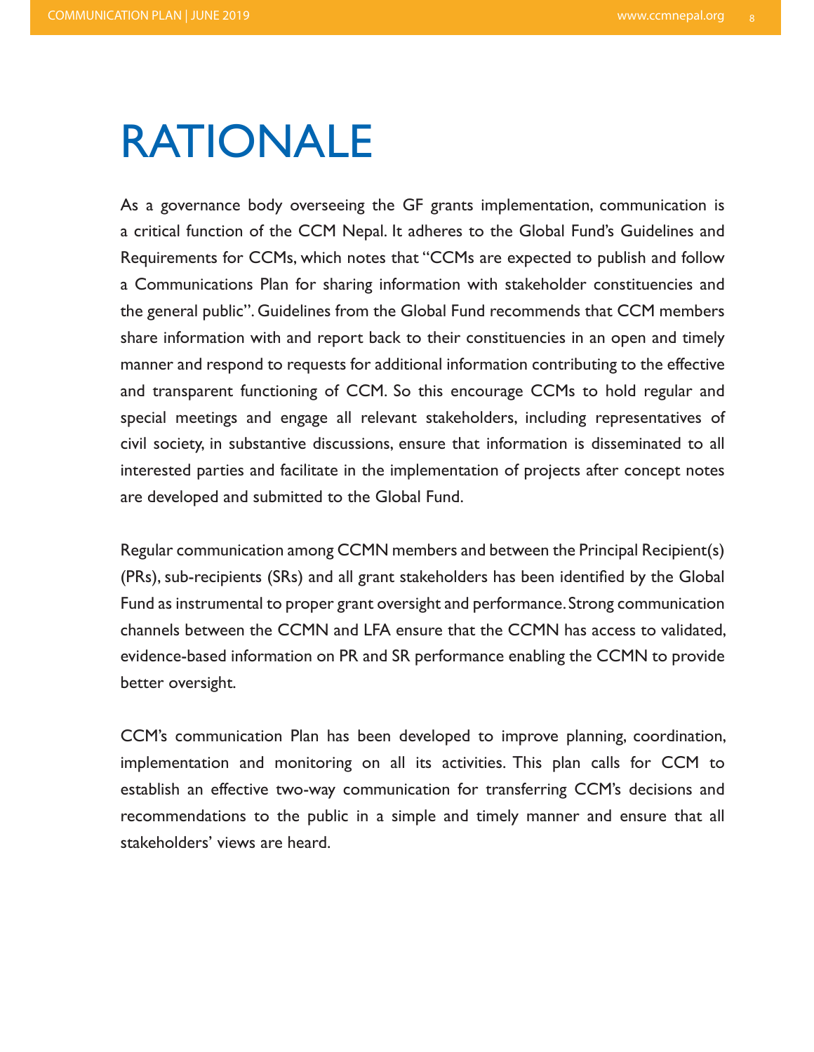# RATIONALE

As a governance body overseeing the GF grants implementation, communication is a critical function of the CCM Nepal. It adheres to the Global Fund's Guidelines and Requirements for CCMs, which notes that "CCMs are expected to publish and follow a Communications Plan for sharing information with stakeholder constituencies and the general public". Guidelines from the Global Fund recommends that CCM members share information with and report back to their constituencies in an open and timely manner and respond to requests for additional information contributing to the effective and transparent functioning of CCM. So this encourage CCMs to hold regular and special meetings and engage all relevant stakeholders, including representatives of civil society, in substantive discussions, ensure that information is disseminated to all interested parties and facilitate in the implementation of projects after concept notes are developed and submitted to the Global Fund.

Regular communication among CCMN members and between the Principal Recipient(s) (PRs), sub-recipients (SRs) and all grant stakeholders has been identified by the Global Fund as instrumental to proper grant oversight and performance. Strong communication channels between the CCMN and LFA ensure that the CCMN has access to validated, evidence-based information on PR and SR performance enabling the CCMN to provide better oversight.

CCM's communication Plan has been developed to improve planning, coordination, implementation and monitoring on all its activities. This plan calls for CCM to establish an effective two-way communication for transferring CCM's decisions and recommendations to the public in a simple and timely manner and ensure that all stakeholders' views are heard.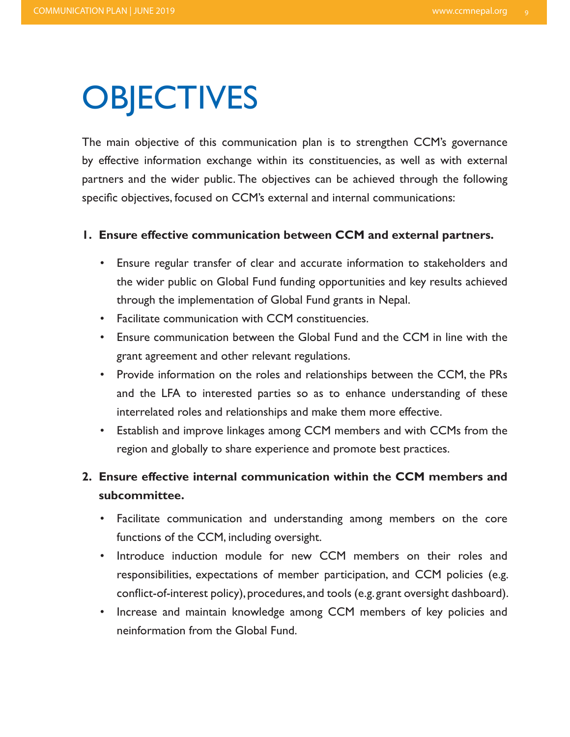# OBJECTIVES

The main objective of this communication plan is to strengthen CCM's governance by effective information exchange within its constituencies, as well as with external partners and the wider public. The objectives can be achieved through the following specific objectives, focused on CCM's external and internal communications:

1. **Ensure effective communication between CCM and external partners.**
   - Ensure regular transfer of clear and accurate information to stakeholders and the wider public on Global Fund funding opportunities and key results achieved through the implementation of Global Fund grants in Nepal.
   - Facilitate communication with CCM constituencies.
   - Ensure communication between the Global Fund and the CCM in line with the grant agreement and other relevant regulations.
   - Provide information on the roles and relationships between the CCM, the PRs and the LFA to interested parties so as to enhance understanding of these interrelated roles and relationships and make them more effective.
   - Establish and improve linkages among CCM members and with CCMs from the region and globally to share experience and promote best practices.

2. **Ensure effective internal communication within the CCM members and subcommittee.**
   - Facilitate communication and understanding among members on the core functions of the CCM, including oversight.
   - Introduce induction module for new CCM members on their roles and responsibilities, expectations of member participation, and CCM policies (e.g. conflict-of-interest policy), procedures, and tools (e.g. grant oversight dashboard).
   - Increase and maintain knowledge among CCM members of key policies and neinformation from the Global Fund.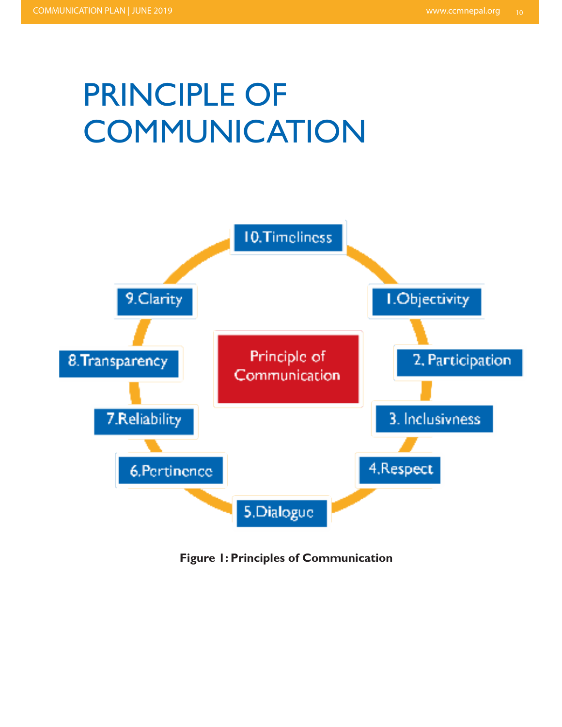# PRINCIPLE OF COMMUNICATION

Principle of Communication

1. Objectivity
2. Participation
3. Inclusivness
4. Respect
5. Dialogue
6. Pertinence
7. Reliability
8. Transparency
9. Clarity
10. Timeliness

**Figure 1: Principles of Communication**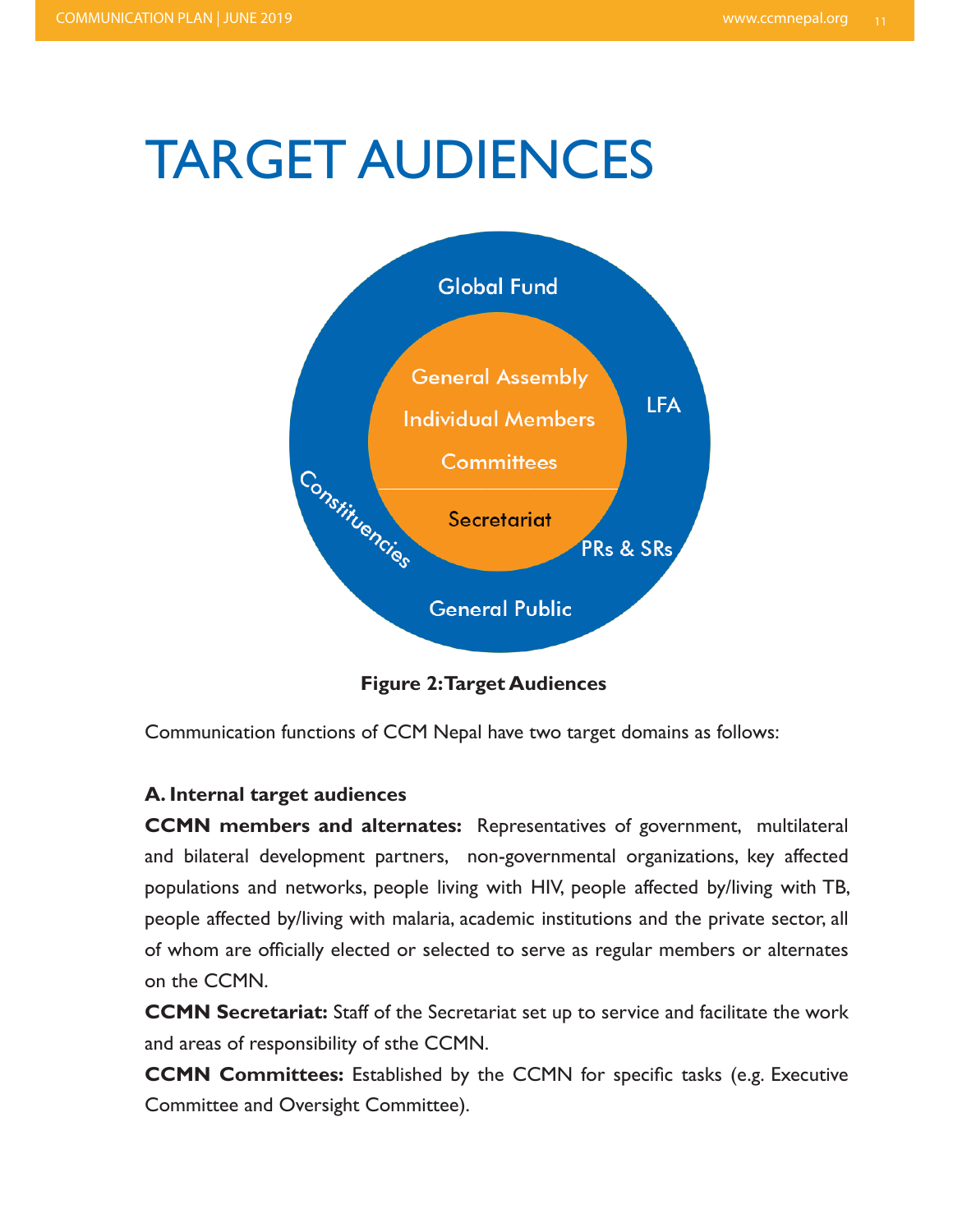# TARGET AUDIENCES

Global Fund

General Assembly

Individual Members

Committees

Secretariat

LFA

Constituencies

PRs & SRs

General Public

**Figure 2: Target Audiences**

Communication functions of CCM Nepal have two target domains as follows:

**A. Internal target audiences**

**CCMN members and alternates:** Representatives of government, multilateral and bilateral development partners, non-governmental organizations, key affected populations and networks, people living with HIV, people affected by/living with TB, people affected by/living with malaria, academic institutions and the private sector, all of whom are officially elected or selected to serve as regular members or alternates on the CCMN.

**CCMN Secretariat:** Staff of the Secretariat set up to service and facilitate the work and areas of responsibility of sthe CCMN.

**CCMN Committees:** Established by the CCMN for specific tasks (e.g. Executive Committee and Oversight Committee).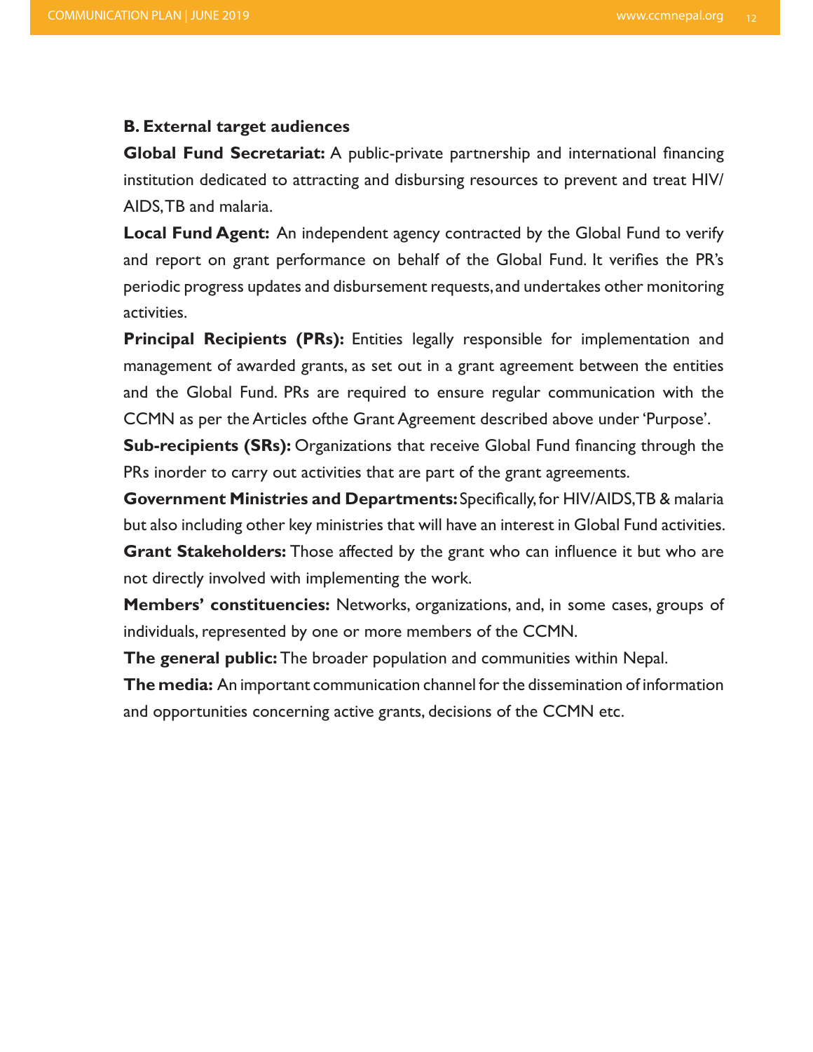**B. External target audiences**

**Global Fund Secretariat:** A public-private partnership and international financing institution dedicated to attracting and disbursing resources to prevent and treat HIV/AIDS, TB and malaria.

**Local Fund Agent:** An independent agency contracted by the Global Fund to verify and report on grant performance on behalf of the Global Fund. It verifies the PR's periodic progress updates and disbursement requests, and undertakes other monitoring activities.

**Principal Recipients (PRs):** Entities legally responsible for implementation and management of awarded grants, as set out in a grant agreement between the entities and the Global Fund. PRs are required to ensure regular communication with the CCMN as per the Articles ofthe Grant Agreement described above under 'Purpose'.

**Sub-recipients (SRs):** Organizations that receive Global Fund financing through the PRs inorder to carry out activities that are part of the grant agreements.

**Government Ministries and Departments:** Specifically, for HIV/AIDS, TB & malaria but also including other key ministries that will have an interest in Global Fund activities.

**Grant Stakeholders:** Those affected by the grant who can influence it but who are not directly involved with implementing the work.

**Members' constituencies:** Networks, organizations, and, in some cases, groups of individuals, represented by one or more members of the CCMN.

**The general public:** The broader population and communities within Nepal.

**The media:** An important communication channel for the dissemination of information and opportunities concerning active grants, decisions of the CCMN etc.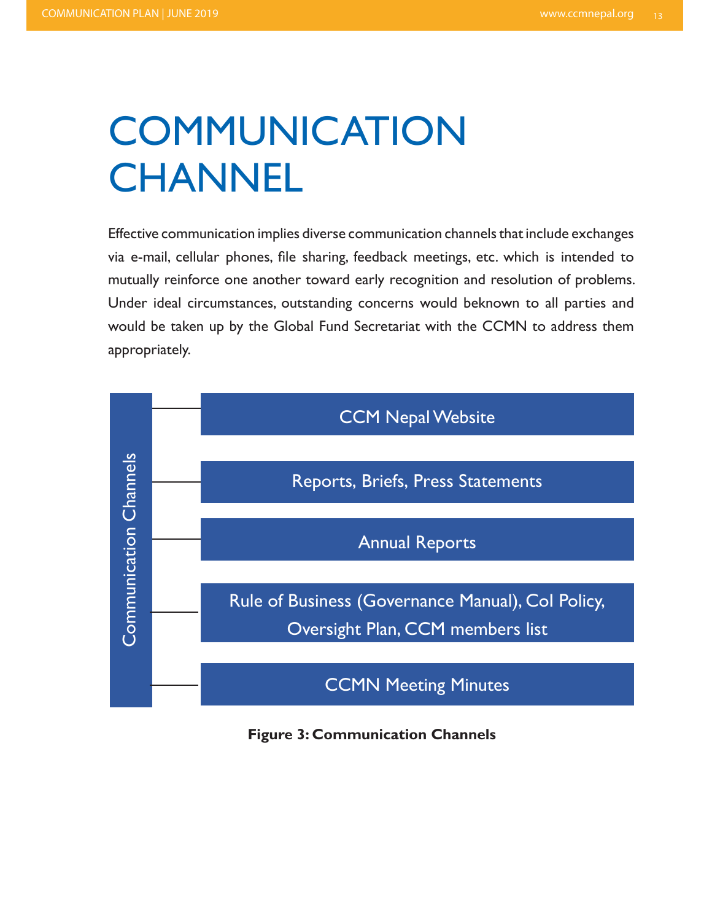# COMMUNICATION CHANNEL

Effective communication implies diverse communication channels that include exchanges via e-mail, cellular phones, file sharing, feedback meetings, etc. which is intended to mutually reinforce one another toward early recognition and resolution of problems. Under ideal circumstances, outstanding concerns would beknown to all parties and would be taken up by the Global Fund Secretariat with the CCMN to address them appropriately.

**Communication Channels**

- CCM Nepal Website
- Reports, Briefs, Press Statements
- Annual Reports
- Rule of Business (Governance Manual), CoI Policy, Oversight Plan, CCM members list
- CCMN Meeting Minutes

**Figure 3: Communication Channels**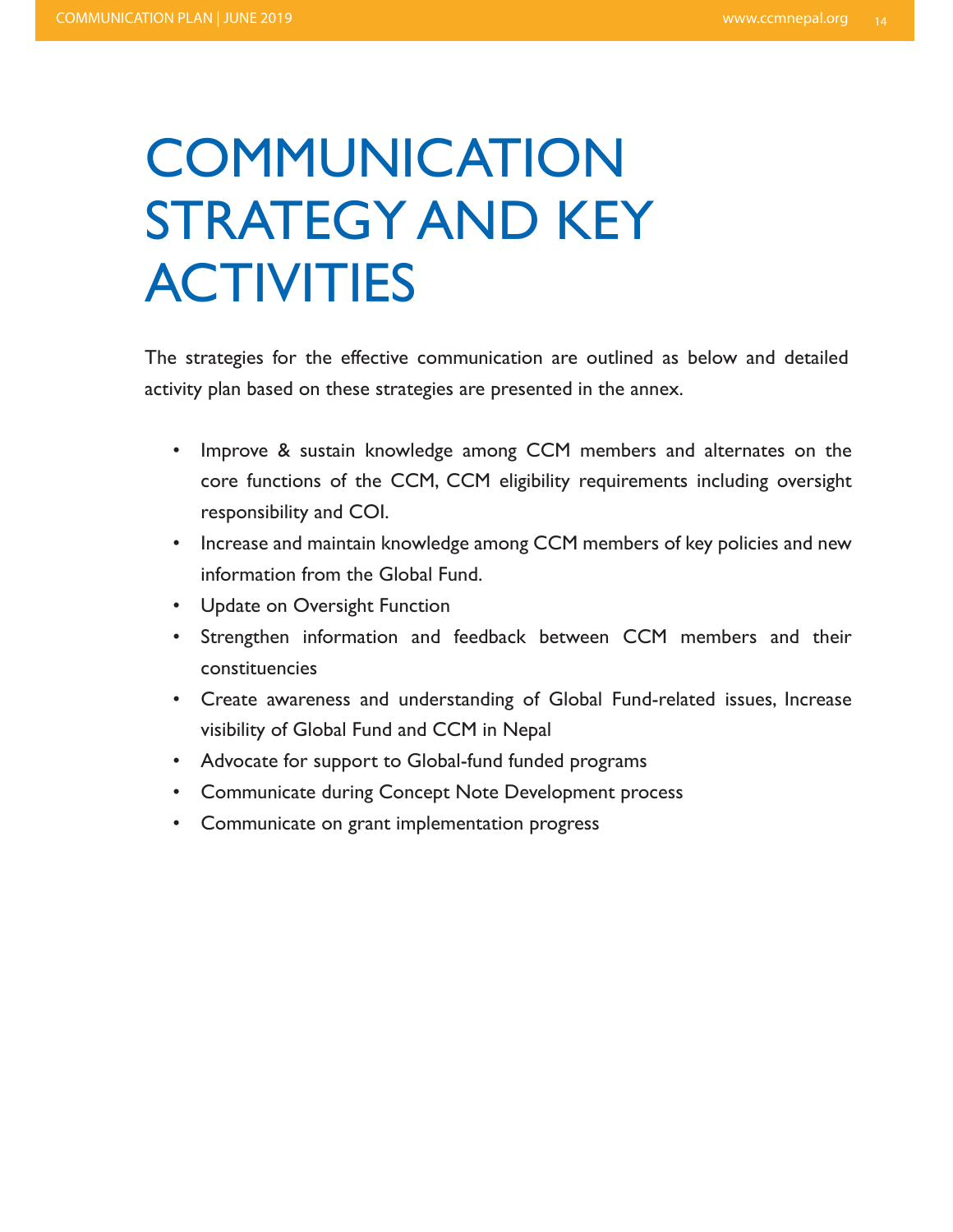# COMMUNICATION STRATEGY AND KEY ACTIVITIES

The strategies for the effective communication are outlined as below and detailed activity plan based on these strategies are presented in the annex.

- Improve & sustain knowledge among CCM members and alternates on the core functions of the CCM, CCM eligibility requirements including oversight responsibility and COI.
- Increase and maintain knowledge among CCM members of key policies and new information from the Global Fund.
- Update on Oversight Function
- Strengthen information and feedback between CCM members and their constituencies
- Create awareness and understanding of Global Fund-related issues, Increase visibility of Global Fund and CCM in Nepal
- Advocate for support to Global-fund funded programs
- Communicate during Concept Note Development process
- Communicate on grant implementation progress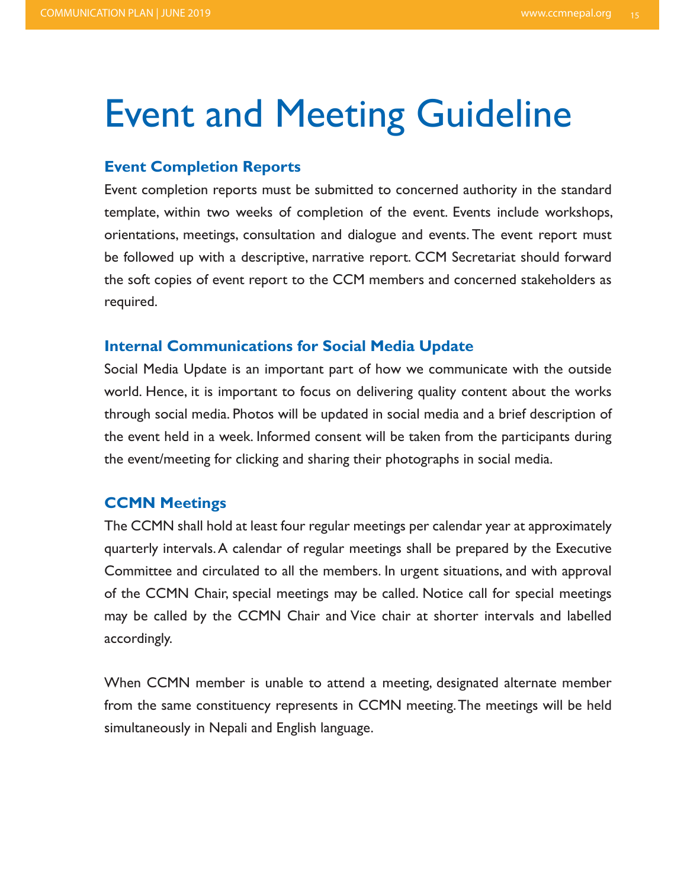# Event and Meeting Guideline

### Event Completion Reports

Event completion reports must be submitted to concerned authority in the standard template, within two weeks of completion of the event. Events include workshops, orientations, meetings, consultation and dialogue and events. The event report must be followed up with a descriptive, narrative report. CCM Secretariat should forward the soft copies of event report to the CCM members and concerned stakeholders as required.

### Internal Communications for Social Media Update

Social Media Update is an important part of how we communicate with the outside world. Hence, it is important to focus on delivering quality content about the works through social media. Photos will be updated in social media and a brief description of the event held in a week. Informed consent will be taken from the participants during the event/meeting for clicking and sharing their photographs in social media.

### CCMN Meetings

The CCMN shall hold at least four regular meetings per calendar year at approximately quarterly intervals. A calendar of regular meetings shall be prepared by the Executive Committee and circulated to all the members. In urgent situations, and with approval of the CCMN Chair, special meetings may be called. Notice call for special meetings may be called by the CCMN Chair and Vice chair at shorter intervals and labelled accordingly.

When CCMN member is unable to attend a meeting, designated alternate member from the same constituency represents in CCMN meeting. The meetings will be held simultaneously in Nepali and English language.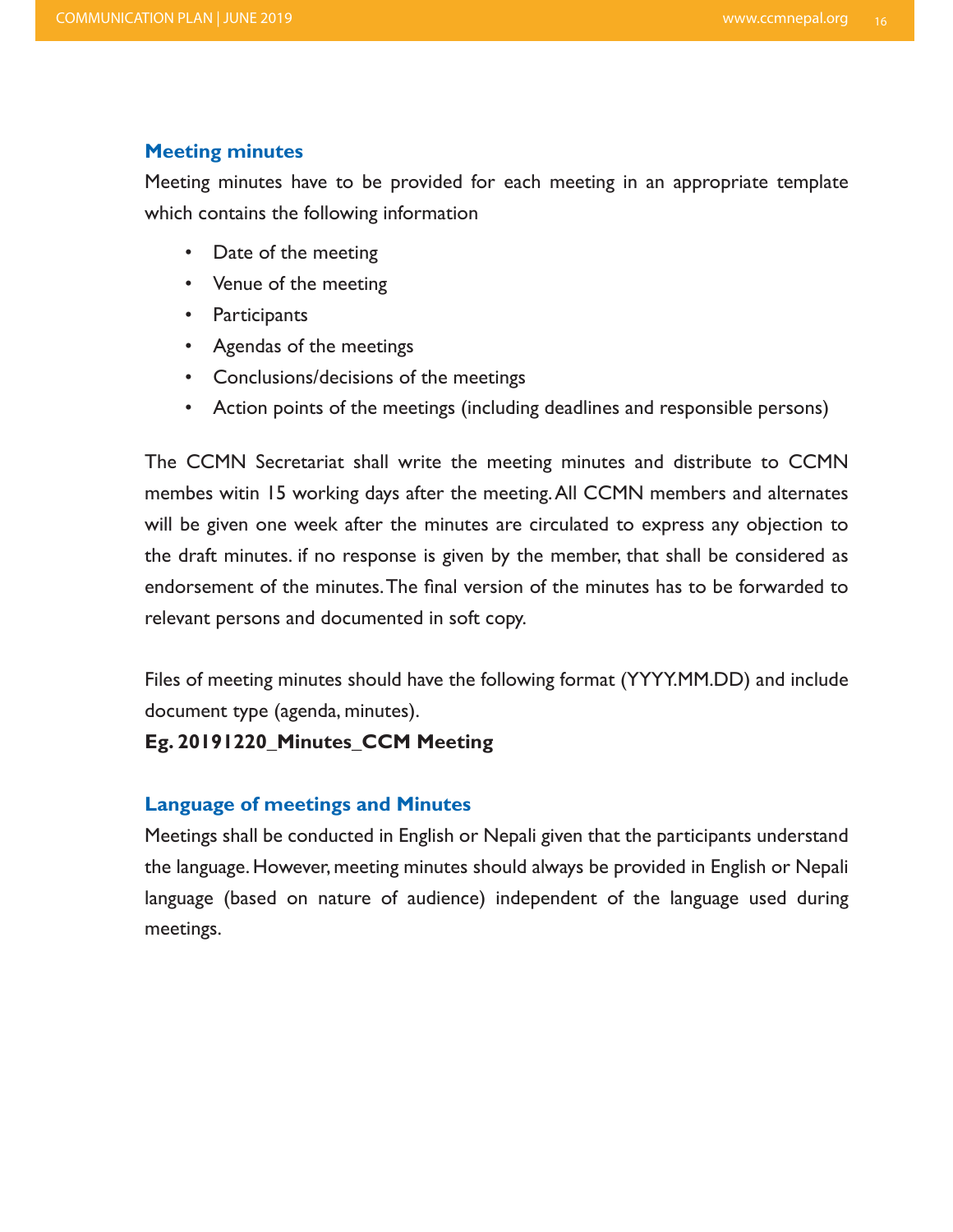## Meeting minutes

Meeting minutes have to be provided for each meeting in an appropriate template which contains the following information

- Date of the meeting
- Venue of the meeting
- Participants
- Agendas of the meetings
- Conclusions/decisions of the meetings
- Action points of the meetings (including deadlines and responsible persons)

The CCMN Secretariat shall write the meeting minutes and distribute to CCMN membes witin 15 working days after the meeting. All CCMN members and alternates will be given one week after the minutes are circulated to express any objection to the draft minutes. if no response is given by the member, that shall be considered as endorsement of the minutes. The final version of the minutes has to be forwarded to relevant persons and documented in soft copy.

Files of meeting minutes should have the following format (YYYY.MM.DD) and include document type (agenda, minutes).

**Eg. 20191220_Minutes_CCM Meeting**

## Language of meetings and Minutes

Meetings shall be conducted in English or Nepali given that the participants understand the language. However, meeting minutes should always be provided in English or Nepali language (based on nature of audience) independent of the language used during meetings.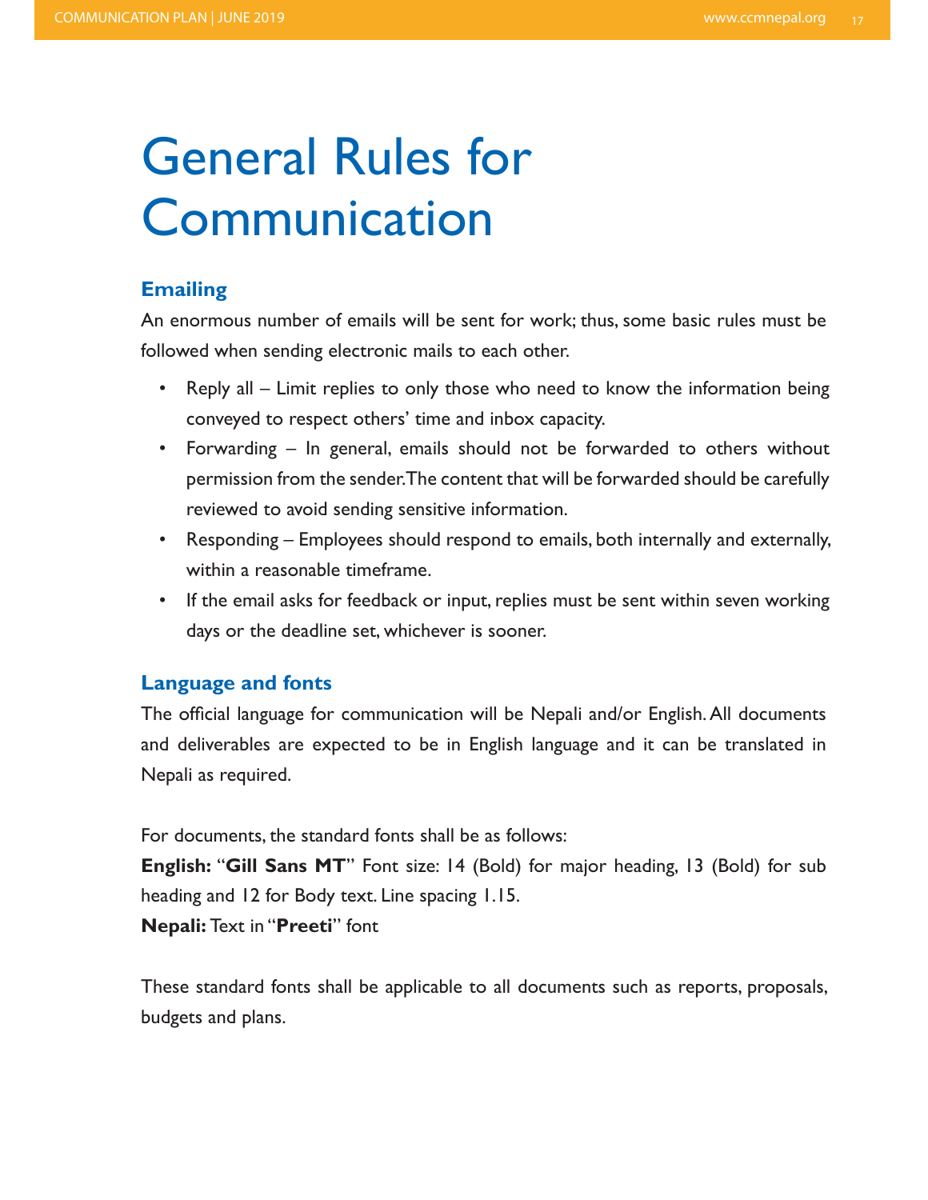# General Rules for Communication

## Emailing

An enormous number of emails will be sent for work; thus, some basic rules must be followed when sending electronic mails to each other.

- Reply all – Limit replies to only those who need to know the information being conveyed to respect others' time and inbox capacity.
- Forwarding – In general, emails should not be forwarded to others without permission from the sender. The content that will be forwarded should be carefully reviewed to avoid sending sensitive information.
- Responding – Employees should respond to emails, both internally and externally, within a reasonable timeframe.
- If the email asks for feedback or input, replies must be sent within seven working days or the deadline set, whichever is sooner.

## Language and fonts

The official language for communication will be Nepali and/or English. All documents and deliverables are expected to be in English language and it can be translated in Nepali as required.

For documents, the standard fonts shall be as follows:
**English:** "**Gill Sans MT**" Font size: 14 (Bold) for major heading, 13 (Bold) for sub heading and 12 for Body text. Line spacing 1.15.
**Nepali:** Text in "**Preeti**" font

These standard fonts shall be applicable to all documents such as reports, proposals, budgets and plans.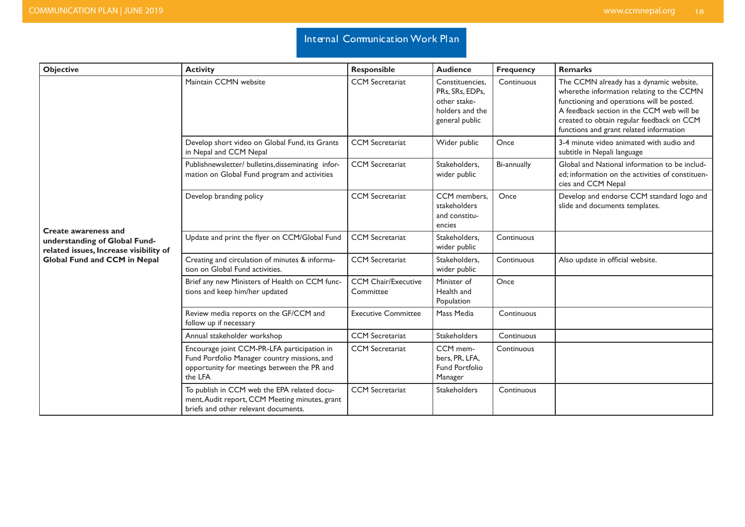# Internal Communication Work Plan

| Objective | Activity | Responsible | Audience | Frequency | Remarks |
|---|---|---|---|---|---|
| **Create awareness and understanding of Global Fund-related issues, Increase visibility of Global Fund and CCM in Nepal** | Maintain CCMN website | CCM Secretariat | Constituencies, PRs, SRs, EDPs, other stake-holders and the general public | Continuous | The CCMN already has a dynamic website, wherethe information relating to the CCMN functioning and operations will be posted. A feedback section in the CCM web will be created to obtain regular feedback on CCM functions and grant related information |
| | Develop short video on Global Fund, its Grants in Nepal and CCM Nepal | CCM Secretariat | Wider public | Once | 3-4 minute video animated with audio and subtitle in Nepali language |
| | Publishnewsletter/ bulletins,disseminating information on Global Fund program and activities | CCM Secretariat | Stakeholders, wider public | Bi-annually | Global and National information to be included; information on the activities of constituencies and CCM Nepal |
| | Develop branding policy | CCM Secretariat | CCM members, stakeholders and constituencies | Once | Develop and endorse CCM standard logo and slide and documents templates. |
| | Update and print the flyer on CCM/Global Fund | CCM Secretariat | Stakeholders, wider public | Continuous | |
| | Creating and circulation of minutes & information on Global Fund activities. | CCM Secretariat | Stakeholders, wider public | Continuous | Also update in official website. |
| | Brief any new Ministers of Health on CCM functions and keep him/her updated | CCM Chair/Executive Committee | Minister of Health and Population | Once | |
| | Review media reports on the GF/CCM and follow up if necessary | Executive Committee | Mass Media | Continuous | |
| | Annual stakeholder workshop | CCM Secretariat | Stakeholders | Continuous | |
| | Encourage joint CCM-PR-LFA participation in Fund Portfolio Manager country missions, and opportunity for meetings between the PR and the LFA | CCM Secretariat | CCM members, PR, LFA, Fund Portfolio Manager | Continuous | |
| | To publish in CCM web the EPA related document, Audit report, CCM Meeting minutes, grant briefs and other relevant documents. | CCM Secretariat | Stakeholders | Continuous | |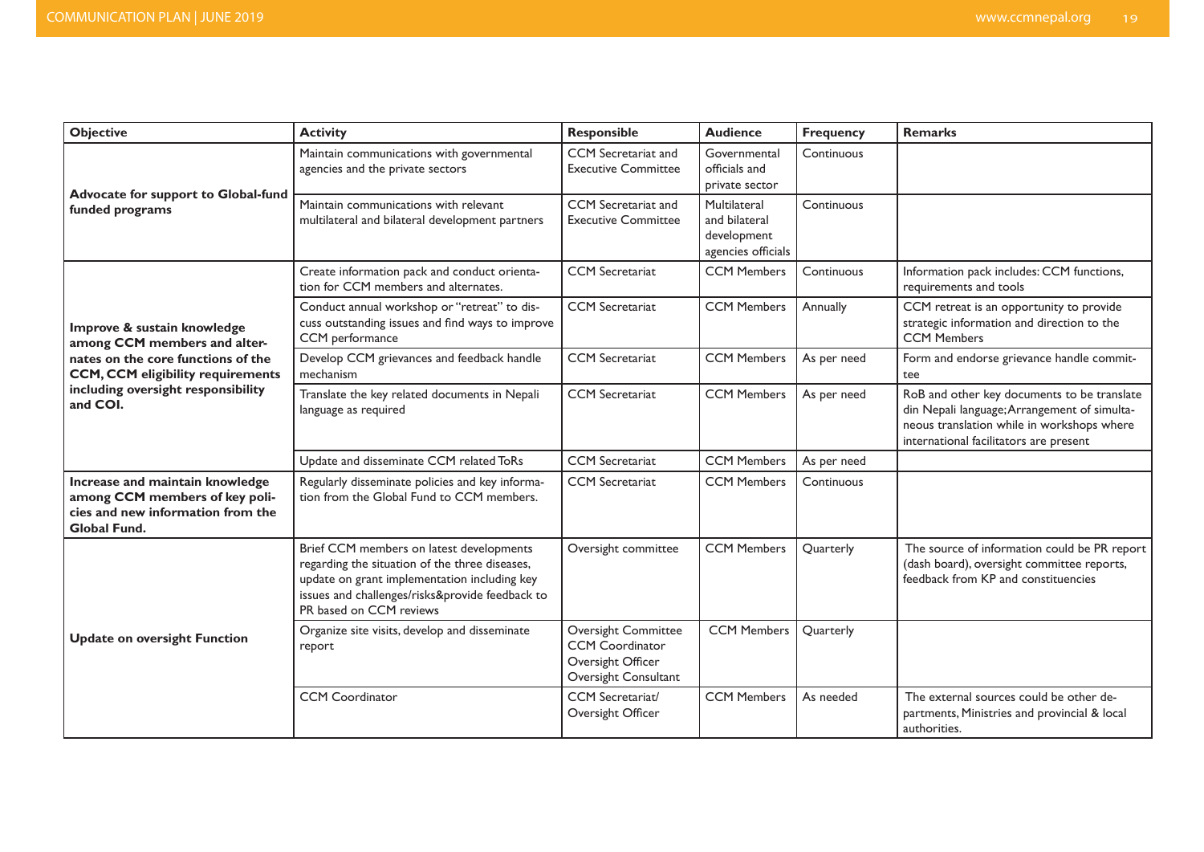| Objective | Activity | Responsible | Audience | Frequency | Remarks |
|---|---|---|---|---|---|
| **Advocate for support to Global-fund funded programs** | Maintain communications with governmental agencies and the private sectors | CCM Secretariat and Executive Committee | Governmental officials and private sector | Continuous | |
| | Maintain communications with relevant multilateral and bilateral development partners | CCM Secretariat and Executive Committee | Multilateral and bilateral development agencies officials | Continuous | |
| **Improve & sustain knowledge among CCM members and alternates on the core functions of the CCM, CCM eligibility requirements including oversight responsibility and COI.** | Create information pack and conduct orientation for CCM members and alternates. | CCM Secretariat | CCM Members | Continuous | Information pack includes: CCM functions, requirements and tools |
| | Conduct annual workshop or "retreat" to discuss outstanding issues and find ways to improve CCM performance | CCM Secretariat | CCM Members | Annually | CCM retreat is an opportunity to provide strategic information and direction to the CCM Members |
| | Develop CCM grievances and feedback handle mechanism | CCM Secretariat | CCM Members | As per need | Form and endorse grievance handle committee |
| | Translate the key related documents in Nepali language as required | CCM Secretariat | CCM Members | As per need | RoB and other key documents to be translate din Nepali language; Arrangement of simultaneous translation while in workshops where international facilitators are present |
| | Update and disseminate CCM related ToRs | CCM Secretariat | CCM Members | As per need | |
| **Increase and maintain knowledge among CCM members of key policies and new information from the Global Fund.** | Regularly disseminate policies and key information from the Global Fund to CCM members. | CCM Secretariat | CCM Members | Continuous | |
| **Update on oversight Function** | Brief CCM members on latest developments regarding the situation of the three diseases, update on grant implementation including key issues and challenges/risks&provide feedback to PR based on CCM reviews | Oversight committee | CCM Members | Quarterly | The source of information could be PR report (dash board), oversight committee reports, feedback from KP and constituencies |
| | Organize site visits, develop and disseminate report | Oversight Committee CCM Coordinator Oversight Officer Oversight Consultant | CCM Members | Quarterly | |
| | CCM Coordinator | CCM Secretariat/ Oversight Officer | CCM Members | As needed | The external sources could be other departments, Ministries and provincial & local authorities. |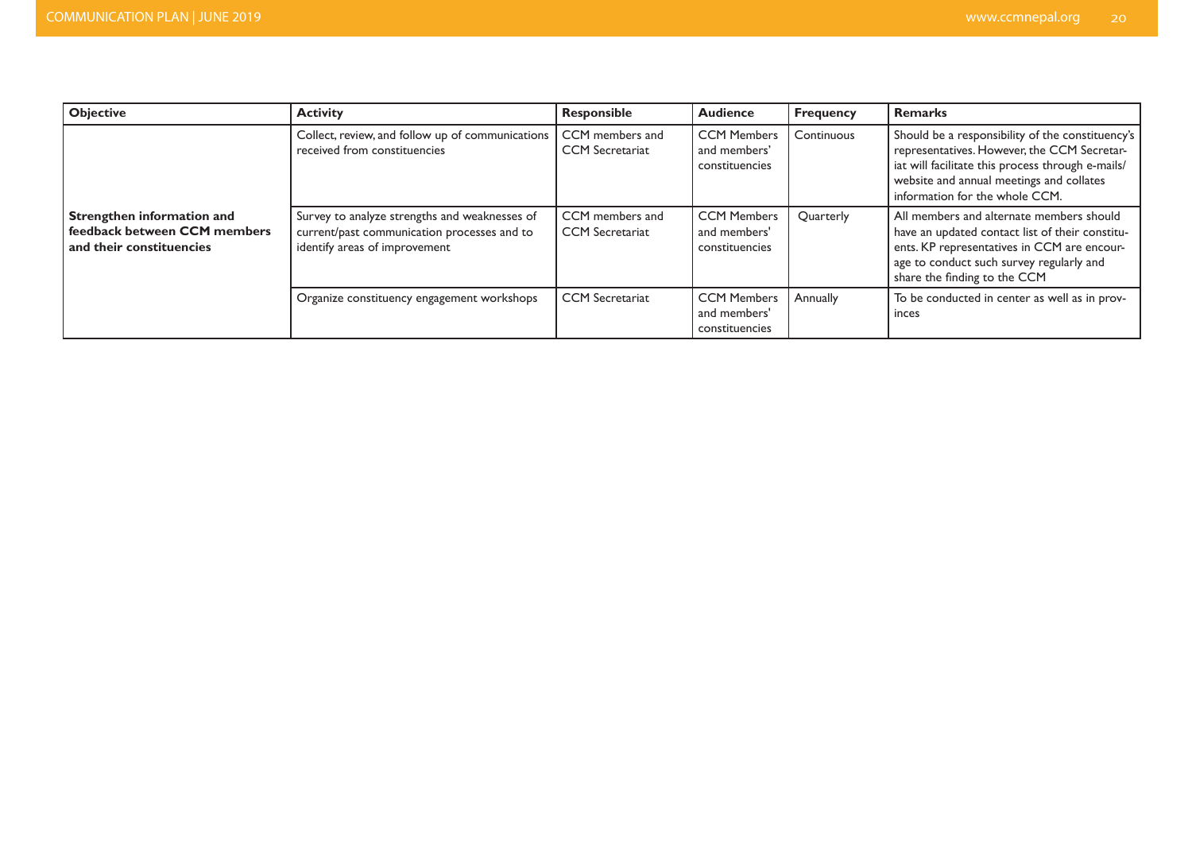| Objective | Activity | Responsible | Audience | Frequency | Remarks |
|---|---|---|---|---|---|
| **Strengthen information and feedback between CCM members and their constituencies** | Collect, review, and follow up of communications received from constituencies | CCM members and CCM Secretariat | CCM Members and members' constituencies | Continuous | Should be a responsibility of the constituency's representatives. However, the CCM Secretariat will facilitate this process through e-mails/ website and annual meetings and collates information for the whole CCM. |
| | Survey to analyze strengths and weaknesses of current/past communication processes and to identify areas of improvement | CCM members and CCM Secretariat | CCM Members and members' constituencies | Quarterly | All members and alternate members should have an updated contact list of their constituents. KP representatives in CCM are encourage to conduct such survey regularly and share the finding to the CCM |
| | Organize constituency engagement workshops | CCM Secretariat | CCM Members and members' constituencies | Annually | To be conducted in center as well as in provinces |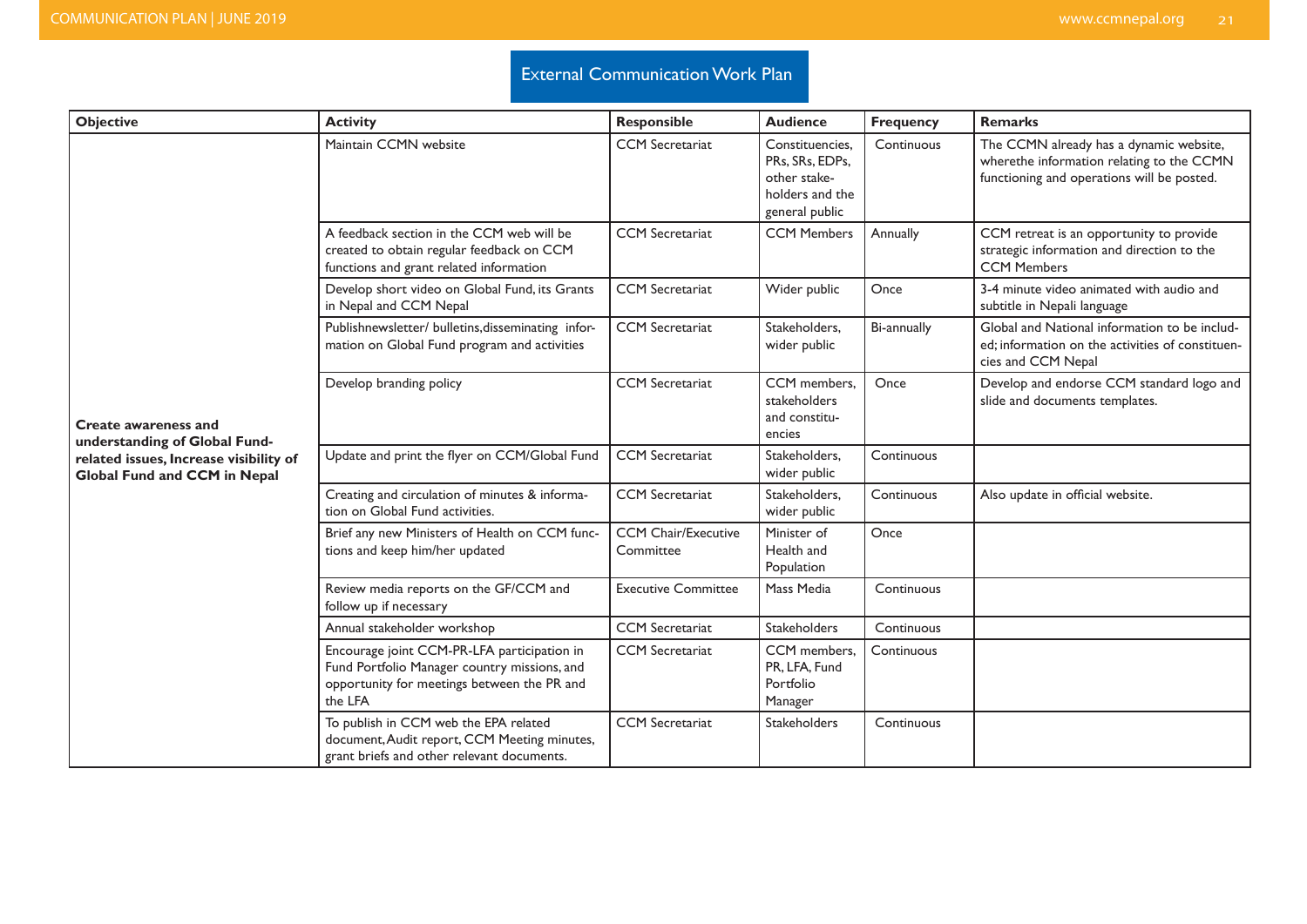## External Communication Work Plan

| Objective | Activity | Responsible | Audience | Frequency | Remarks |
|---|---|---|---|---|---|
| Create awareness and understanding of Global Fund-related issues, Increase visibility of Global Fund and CCM in Nepal | Maintain CCMN website | CCM Secretariat | Constituencies, PRs, SRs, EDPs, other stake-holders and the general public | Continuous | The CCMN already has a dynamic website, wherethe information relating to the CCMN functioning and operations will be posted. |
| | A feedback section in the CCM web will be created to obtain regular feedback on CCM functions and grant related information | CCM Secretariat | CCM Members | Annually | CCM retreat is an opportunity to provide strategic information and direction to the CCM Members |
| | Develop short video on Global Fund, its Grants in Nepal and CCM Nepal | CCM Secretariat | Wider public | Once | 3-4 minute video animated with audio and subtitle in Nepali language |
| | Publishnewsletter/ bulletins,disseminating information on Global Fund program and activities | CCM Secretariat | Stakeholders, wider public | Bi-annually | Global and National information to be included; information on the activities of constituencies and CCM Nepal |
| | Develop branding policy | CCM Secretariat | CCM members, stakeholders and constituencies | Once | Develop and endorse CCM standard logo and slide and documents templates. |
| | Update and print the flyer on CCM/Global Fund | CCM Secretariat | Stakeholders, wider public | Continuous | |
| | Creating and circulation of minutes & information on Global Fund activities. | CCM Secretariat | Stakeholders, wider public | Continuous | Also update in official website. |
| | Brief any new Ministers of Health on CCM functions and keep him/her updated | CCM Chair/Executive Committee | Minister of Health and Population | Once | |
| | Review media reports on the GF/CCM and follow up if necessary | Executive Committee | Mass Media | Continuous | |
| | Annual stakeholder workshop | CCM Secretariat | Stakeholders | Continuous | |
| | Encourage joint CCM-PR-LFA participation in Fund Portfolio Manager country missions, and opportunity for meetings between the PR and the LFA | CCM Secretariat | CCM members, PR, LFA, Fund Portfolio Manager | Continuous | |
| | To publish in CCM web the EPA related document, Audit report, CCM Meeting minutes, grant briefs and other relevant documents. | CCM Secretariat | Stakeholders | Continuous | |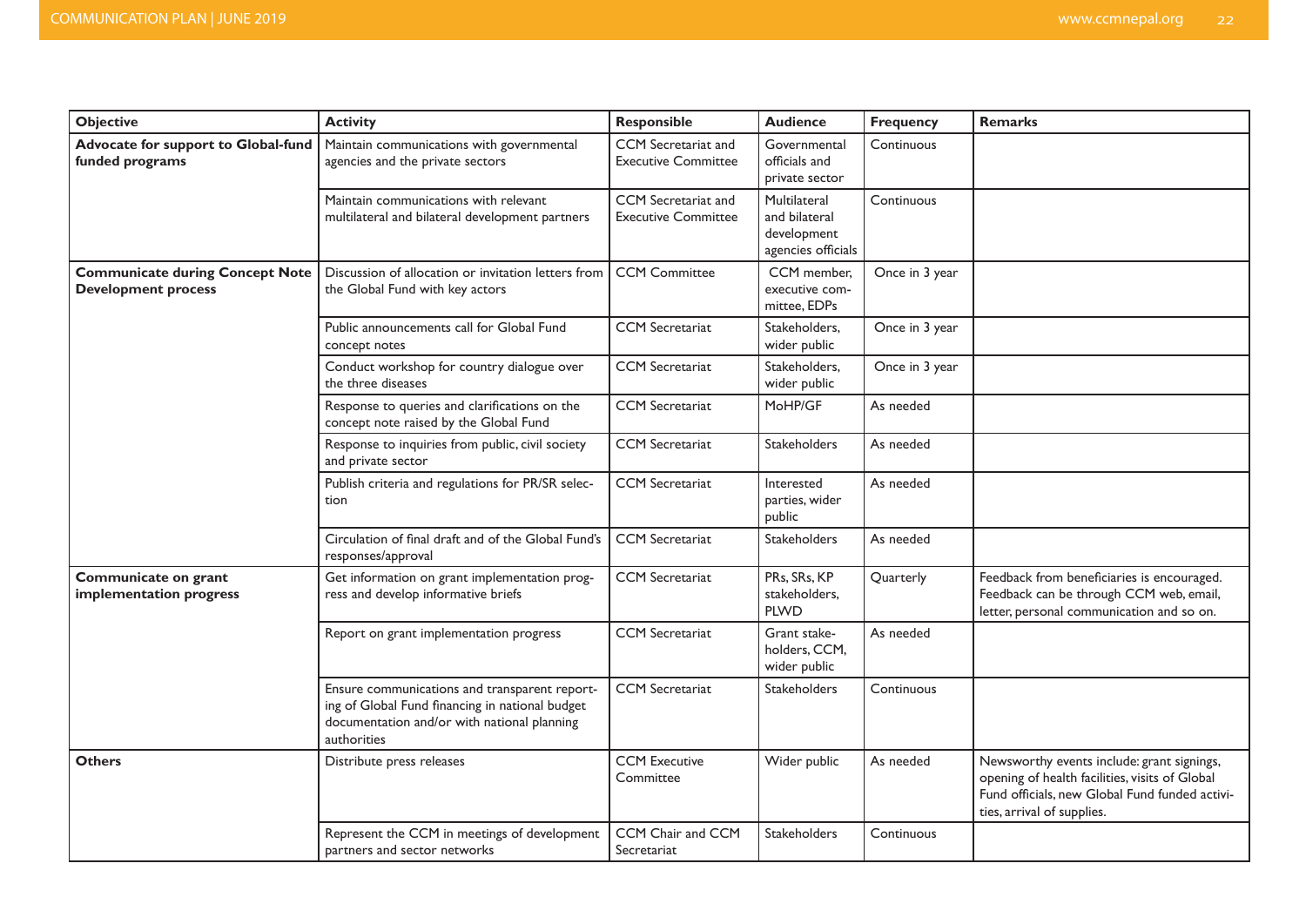| Objective | Activity | Responsible | Audience | Frequency | Remarks |
|---|---|---|---|---|---|
| **Advocate for support to Global-fund funded programs** | Maintain communications with governmental agencies and the private sectors | CCM Secretariat and Executive Committee | Governmental officials and private sector | Continuous | |
| | Maintain communications with relevant multilateral and bilateral development partners | CCM Secretariat and Executive Committee | Multilateral and bilateral development agencies officials | Continuous | |
| **Communicate during Concept Note Development process** | Discussion of allocation or invitation letters from the Global Fund with key actors | CCM Committee | CCM member, executive committee, EDPs | Once in 3 year | |
| | Public announcements call for Global Fund concept notes | CCM Secretariat | Stakeholders, wider public | Once in 3 year | |
| | Conduct workshop for country dialogue over the three diseases | CCM Secretariat | Stakeholders, wider public | Once in 3 year | |
| | Response to queries and clarifications on the concept note raised by the Global Fund | CCM Secretariat | MoHP/GF | As needed | |
| | Response to inquiries from public, civil society and private sector | CCM Secretariat | Stakeholders | As needed | |
| | Publish criteria and regulations for PR/SR selection | CCM Secretariat | Interested parties, wider public | As needed | |
| | Circulation of final draft and of the Global Fund's responses/approval | CCM Secretariat | Stakeholders | As needed | |
| **Communicate on grant implementation progress** | Get information on grant implementation progress and develop informative briefs | CCM Secretariat | PRs, SRs, KP stakeholders, PLWD | Quarterly | Feedback from beneficiaries is encouraged. Feedback can be through CCM web, email, letter, personal communication and so on. |
| | Report on grant implementation progress | CCM Secretariat | Grant stakeholders, CCM, wider public | As needed | |
| | Ensure communications and transparent reporting of Global Fund financing in national budget documentation and/or with national planning authorities | CCM Secretariat | Stakeholders | Continuous | |
| **Others** | Distribute press releases | CCM Executive Committee | Wider public | As needed | Newsworthy events include: grant signings, opening of health facilities, visits of Global Fund officials, new Global Fund funded activities, arrival of supplies. |
| | Represent the CCM in meetings of development partners and sector networks | CCM Chair and CCM Secretariat | Stakeholders | Continuous | |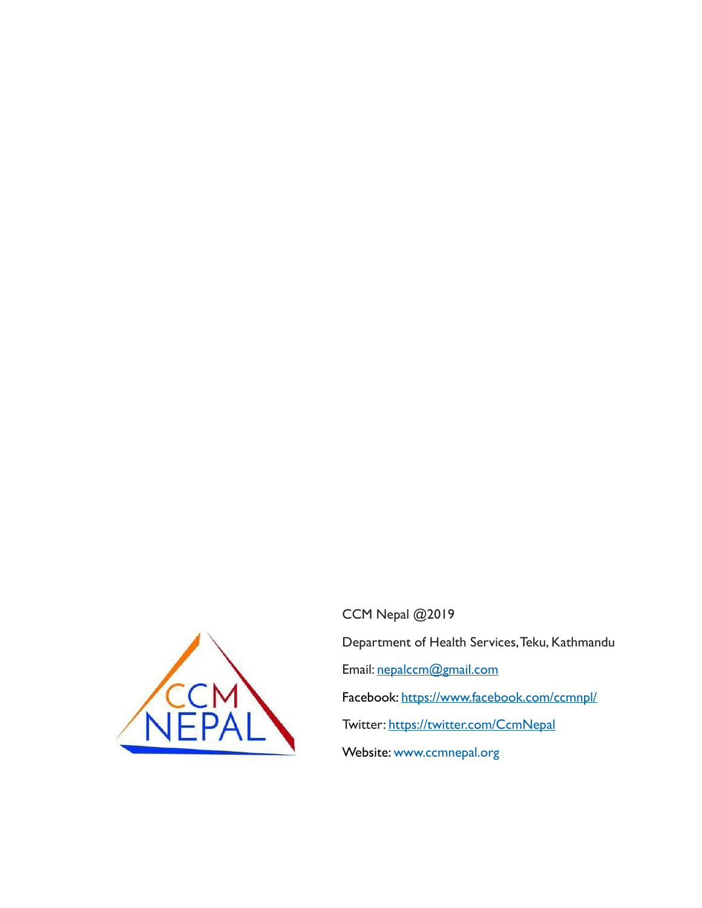CCM Nepal @2019

Department of Health Services, Teku, Kathmandu

Email: nepalccm@gmail.com

Facebook: https://www.facebook.com/ccmnpl/

Twitter: https://twitter.com/CcmNepal

Website: www.ccmnepal.org